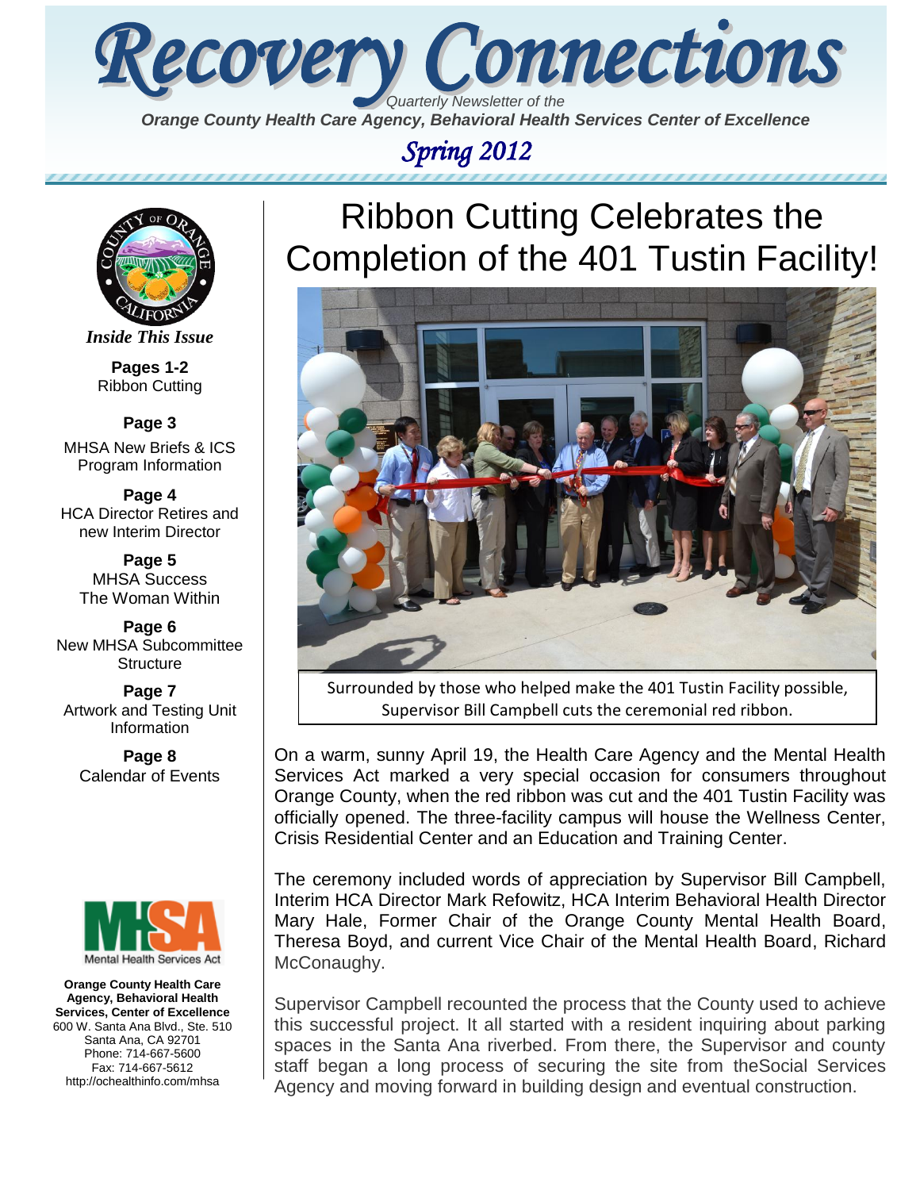# Recovery Connections

*Quarterly Newsletter of the*

***Orange County Health Care Agency, Behavioral Health Services Center of Excellence***

*Spring 2012*

***Inside This Issue***

**Pages 1-2**
Ribbon Cutting

**Page 3**
MHSA New Briefs & ICS Program Information

**Page 4**
HCA Director Retires and new Interim Director

**Page 5**
MHSA Success
The Woman Within

**Page 6**
New MHSA Subcommittee Structure

**Page 7**
Artwork and Testing Unit Information

**Page 8**
Calendar of Events

**Orange County Health Care Agency, Behavioral Health Services, Center of Excellence**
600 W. Santa Ana Blvd., Ste. 510
Santa Ana, CA 92701
Phone: 714-667-5600
Fax: 714-667-5612
http://ochealthinfo.com/mhsa

# Ribbon Cutting Celebrates the Completion of the 401 Tustin Facility!

Surrounded by those who helped make the 401 Tustin Facility possible, Supervisor Bill Campbell cuts the ceremonial red ribbon.

On a warm, sunny April 19, the Health Care Agency and the Mental Health Services Act marked a very special occasion for consumers throughout Orange County, when the red ribbon was cut and the 401 Tustin Facility was officially opened. The three-facility campus will house the Wellness Center, Crisis Residential Center and an Education and Training Center.

The ceremony included words of appreciation by Supervisor Bill Campbell, Interim HCA Director Mark Refowitz, HCA Interim Behavioral Health Director Mary Hale, Former Chair of the Orange County Mental Health Board, Theresa Boyd, and current Vice Chair of the Mental Health Board, Richard McConaughy.

Supervisor Campbell recounted the process that the County used to achieve this successful project. It all started with a resident inquiring about parking spaces in the Santa Ana riverbed. From there, the Supervisor and county staff began a long process of securing the site from theSocial Services Agency and moving forward in building design and eventual construction.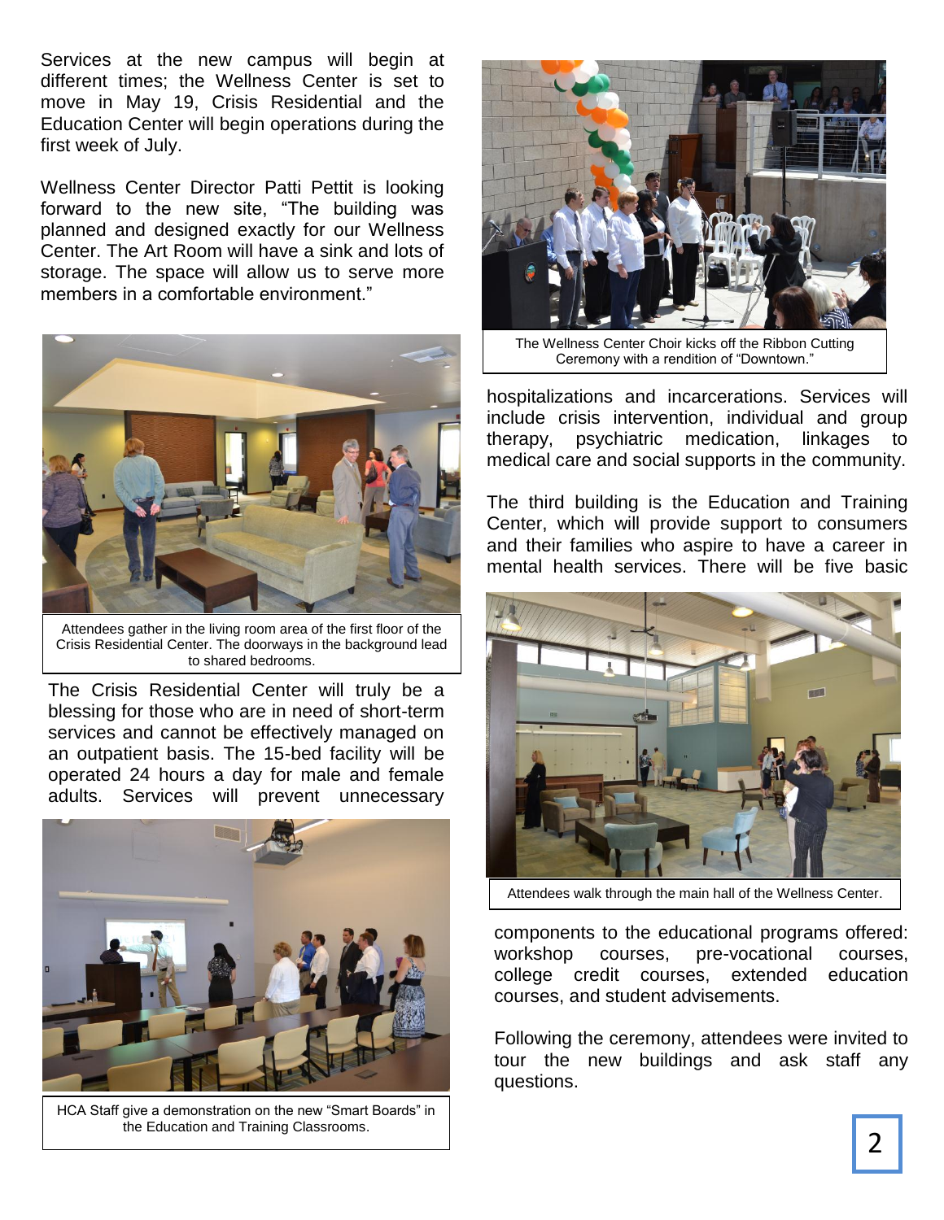Services at the new campus will begin at different times; the Wellness Center is set to move in May 19, Crisis Residential and the Education Center will begin operations during the first week of July.

Wellness Center Director Patti Pettit is looking forward to the new site, "The building was planned and designed exactly for our Wellness Center. The Art Room will have a sink and lots of storage. The space will allow us to serve more members in a comfortable environment."

Attendees gather in the living room area of the first floor of the Crisis Residential Center. The doorways in the background lead to shared bedrooms.

The Crisis Residential Center will truly be a blessing for those who are in need of short-term services and cannot be effectively managed on an outpatient basis. The 15-bed facility will be operated 24 hours a day for male and female adults. Services will prevent unnecessary hospitalizations and incarcerations. Services will include crisis intervention, individual and group therapy, psychiatric medication, linkages to medical care and social supports in the community.

HCA Staff give a demonstration on the new "Smart Boards" in the Education and Training Classrooms.

The Wellness Center Choir kicks off the Ribbon Cutting Ceremony with a rendition of "Downtown."

The third building is the Education and Training Center, which will provide support to consumers and their families who aspire to have a career in mental health services. There will be five basic components to the educational programs offered: workshop courses, pre-vocational courses, college credit courses, extended education courses, and student advisements.

Attendees walk through the main hall of the Wellness Center.

Following the ceremony, attendees were invited to tour the new buildings and ask staff any questions.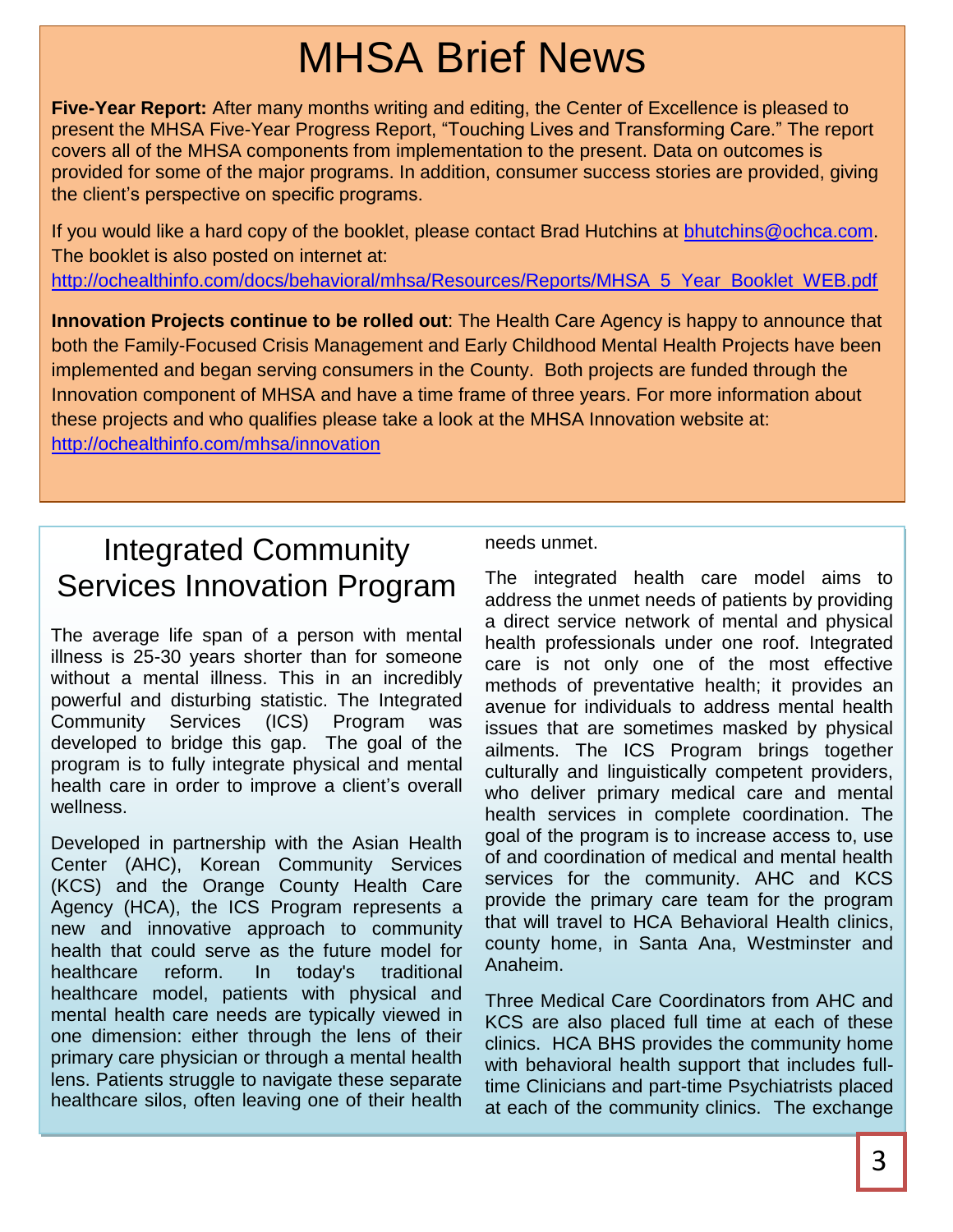# MHSA Brief News

**Five-Year Report:** After many months writing and editing, the Center of Excellence is pleased to present the MHSA Five-Year Progress Report, "Touching Lives and Transforming Care." The report covers all of the MHSA components from implementation to the present. Data on outcomes is provided for some of the major programs. In addition, consumer success stories are provided, giving the client's perspective on specific programs.

If you would like a hard copy of the booklet, please contact Brad Hutchins at bhutchins@ochca.com. The booklet is also posted on internet at: http://ochealthinfo.com/docs/behavioral/mhsa/Resources/Reports/MHSA_5_Year_Booklet_WEB.pdf

**Innovation Projects continue to be rolled out**: The Health Care Agency is happy to announce that both the Family-Focused Crisis Management and Early Childhood Mental Health Projects have been implemented and began serving consumers in the County. Both projects are funded through the Innovation component of MHSA and have a time frame of three years. For more information about these projects and who qualifies please take a look at the MHSA Innovation website at: http://ochealthinfo.com/mhsa/innovation

## Integrated Community Services Innovation Program

The average life span of a person with mental illness is 25-30 years shorter than for someone without a mental illness. This in an incredibly powerful and disturbing statistic. The Integrated Community Services (ICS) Program was developed to bridge this gap. The goal of the program is to fully integrate physical and mental health care in order to improve a client's overall wellness.

Developed in partnership with the Asian Health Center (AHC), Korean Community Services (KCS) and the Orange County Health Care Agency (HCA), the ICS Program represents a new and innovative approach to community health that could serve as the future model for healthcare reform. In today's traditional healthcare model, patients with physical and mental health care needs are typically viewed in one dimension: either through the lens of their primary care physician or through a mental health lens. Patients struggle to navigate these separate healthcare silos, often leaving one of their health needs unmet.

The integrated health care model aims to address the unmet needs of patients by providing a direct service network of mental and physical health professionals under one roof. Integrated care is not only one of the most effective methods of preventative health; it provides an avenue for individuals to address mental health issues that are sometimes masked by physical ailments. The ICS Program brings together culturally and linguistically competent providers, who deliver primary medical care and mental health services in complete coordination. The goal of the program is to increase access to, use of and coordination of medical and mental health services for the community. AHC and KCS provide the primary care team for the program that will travel to HCA Behavioral Health clinics, county home, in Santa Ana, Westminster and Anaheim.

Three Medical Care Coordinators from AHC and KCS are also placed full time at each of these clinics. HCA BHS provides the community home with behavioral health support that includes full-time Clinicians and part-time Psychiatrists placed at each of the community clinics. The exchange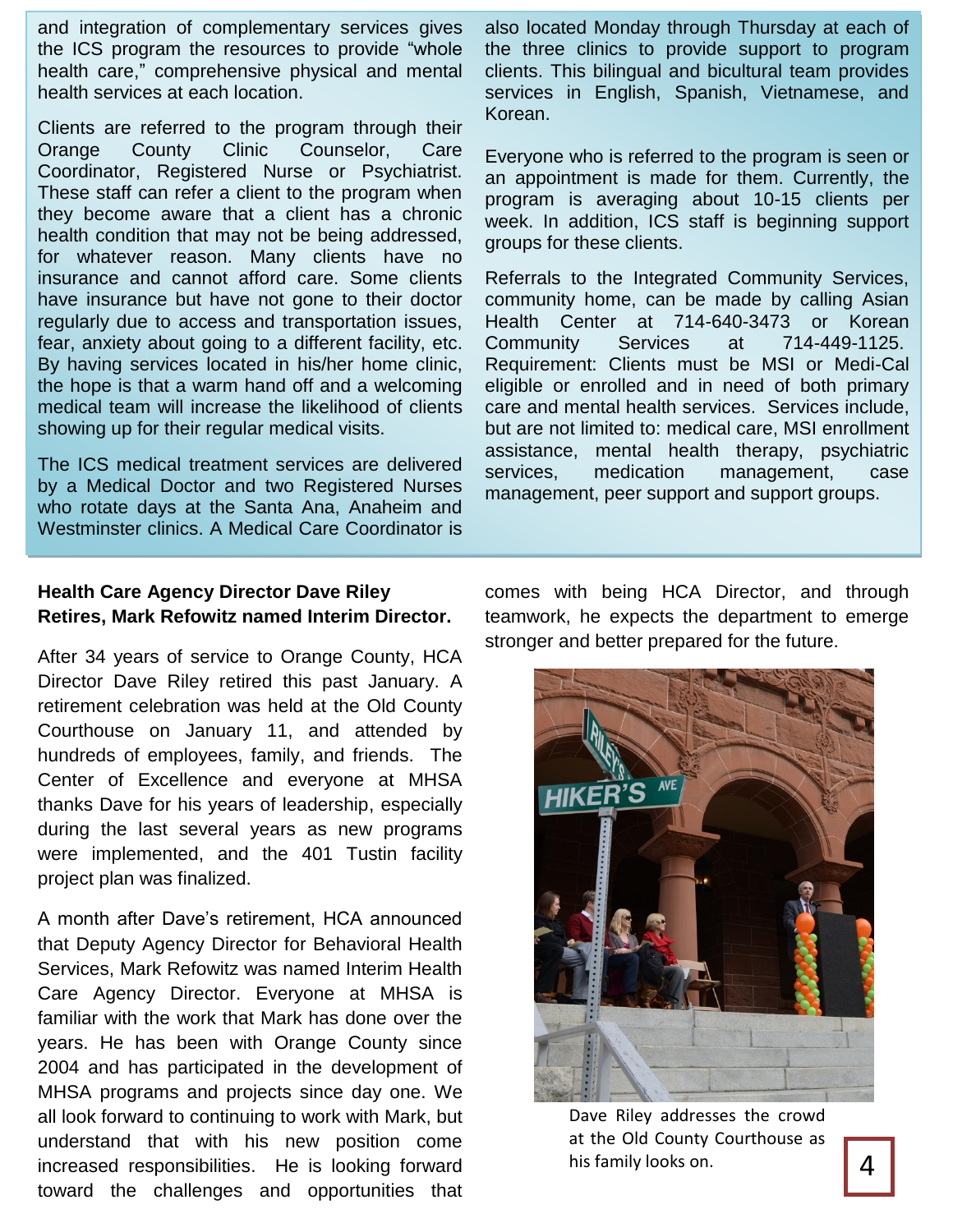and integration of complementary services gives the ICS program the resources to provide "whole health care," comprehensive physical and mental health services at each location.

Clients are referred to the program through their Orange County Clinic Counselor, Care Coordinator, Registered Nurse or Psychiatrist. These staff can refer a client to the program when they become aware that a client has a chronic health condition that may not be being addressed, for whatever reason. Many clients have no insurance and cannot afford care. Some clients have insurance but have not gone to their doctor regularly due to access and transportation issues, fear, anxiety about going to a different facility, etc. By having services located in his/her home clinic, the hope is that a warm hand off and a welcoming medical team will increase the likelihood of clients showing up for their regular medical visits.

The ICS medical treatment services are delivered by a Medical Doctor and two Registered Nurses who rotate days at the Santa Ana, Anaheim and Westminster clinics. A Medical Care Coordinator is also located Monday through Thursday at each of the three clinics to provide support to program clients. This bilingual and bicultural team provides services in English, Spanish, Vietnamese, and Korean.

Everyone who is referred to the program is seen or an appointment is made for them. Currently, the program is averaging about 10-15 clients per week. In addition, ICS staff is beginning support groups for these clients.

Referrals to the Integrated Community Services, community home, can be made by calling Asian Health Center at 714-640-3473 or Korean Community Services at 714-449-1125. Requirement: Clients must be MSI or Medi-Cal eligible or enrolled and in need of both primary care and mental health services. Services include, but are not limited to: medical care, MSI enrollment assistance, mental health therapy, psychiatric services, medication management, case management, peer support and support groups.

**Health Care Agency Director Dave Riley Retires, Mark Refowitz named Interim Director.**

After 34 years of service to Orange County, HCA Director Dave Riley retired this past January. A retirement celebration was held at the Old County Courthouse on January 11, and attended by hundreds of employees, family, and friends. The Center of Excellence and everyone at MHSA thanks Dave for his years of leadership, especially during the last several years as new programs were implemented, and the 401 Tustin facility project plan was finalized.

A month after Dave's retirement, HCA announced that Deputy Agency Director for Behavioral Health Services, Mark Refowitz was named Interim Health Care Agency Director. Everyone at MHSA is familiar with the work that Mark has done over the years. He has been with Orange County since 2004 and has participated in the development of MHSA programs and projects since day one. We all look forward to continuing to work with Mark, but understand that with his new position come increased responsibilities. He is looking forward toward the challenges and opportunities that comes with being HCA Director, and through teamwork, he expects the department to emerge stronger and better prepared for the future.

Dave Riley addresses the crowd at the Old County Courthouse as his family looks on.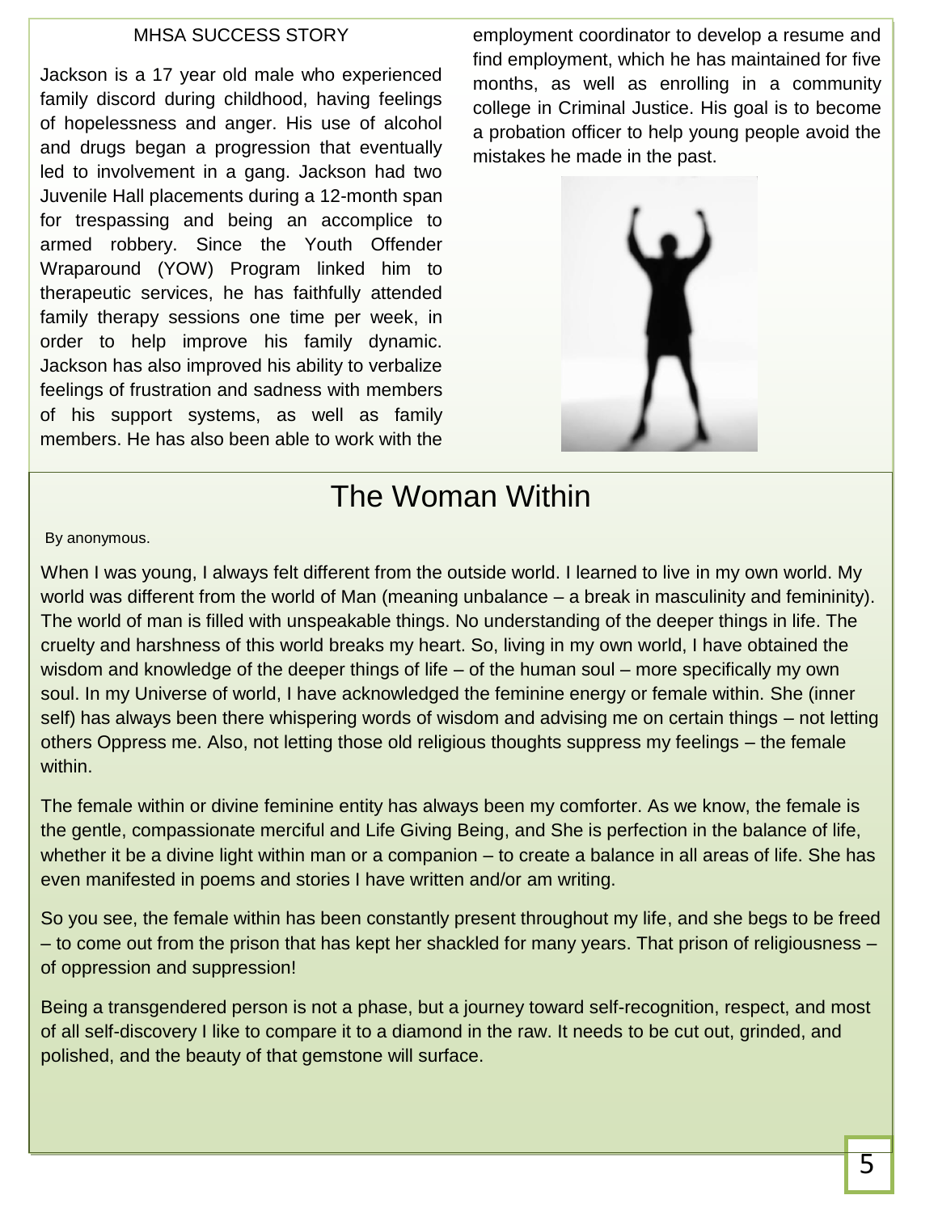## MHSA SUCCESS STORY

Jackson is a 17 year old male who experienced family discord during childhood, having feelings of hopelessness and anger. His use of alcohol and drugs began a progression that eventually led to involvement in a gang. Jackson had two Juvenile Hall placements during a 12-month span for trespassing and being an accomplice to armed robbery. Since the Youth Offender Wraparound (YOW) Program linked him to therapeutic services, he has faithfully attended family therapy sessions one time per week, in order to help improve his family dynamic. Jackson has also improved his ability to verbalize feelings of frustration and sadness with members of his support systems, as well as family members. He has also been able to work with the employment coordinator to develop a resume and find employment, which he has maintained for five months, as well as enrolling in a community college in Criminal Justice. His goal is to become a probation officer to help young people avoid the mistakes he made in the past.

# The Woman Within

By anonymous.

When I was young, I always felt different from the outside world. I learned to live in my own world. My world was different from the world of Man (meaning unbalance – a break in masculinity and femininity). The world of man is filled with unspeakable things. No understanding of the deeper things in life. The cruelty and harshness of this world breaks my heart. So, living in my own world, I have obtained the wisdom and knowledge of the deeper things of life – of the human soul – more specifically my own soul. In my Universe of world, I have acknowledged the feminine energy or female within. She (inner self) has always been there whispering words of wisdom and advising me on certain things – not letting others Oppress me. Also, not letting those old religious thoughts suppress my feelings – the female within.

The female within or divine feminine entity has always been my comforter. As we know, the female is the gentle, compassionate merciful and Life Giving Being, and She is perfection in the balance of life, whether it be a divine light within man or a companion – to create a balance in all areas of life. She has even manifested in poems and stories I have written and/or am writing.

So you see, the female within has been constantly present throughout my life, and she begs to be freed – to come out from the prison that has kept her shackled for many years. That prison of religiousness – of oppression and suppression!

Being a transgendered person is not a phase, but a journey toward self-recognition, respect, and most of all self-discovery I like to compare it to a diamond in the raw. It needs to be cut out, grinded, and polished, and the beauty of that gemstone will surface.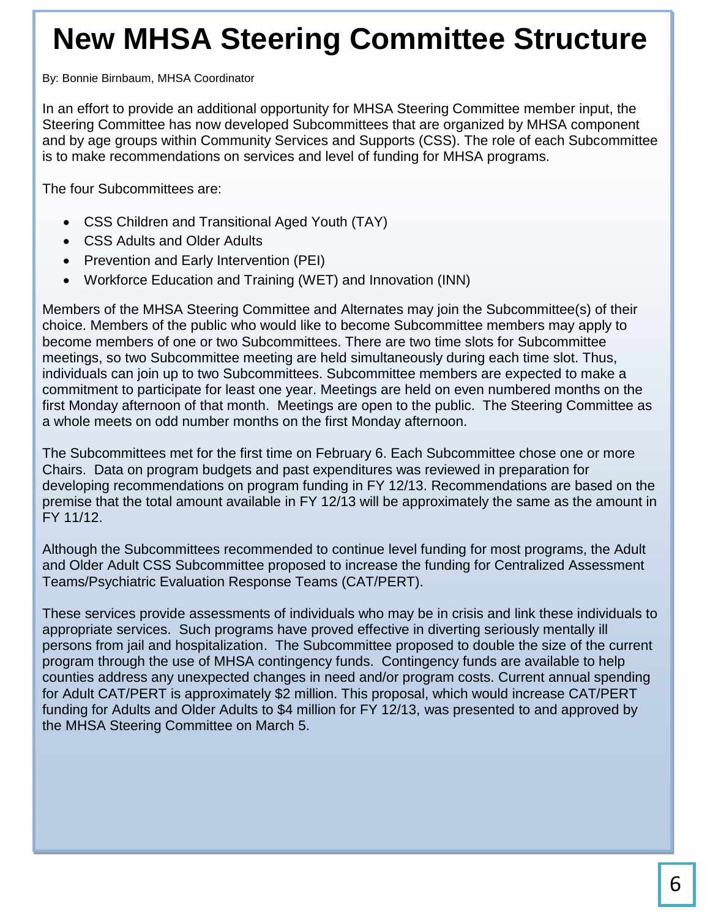# New MHSA Steering Committee Structure

By: Bonnie Birnbaum, MHSA Coordinator

In an effort to provide an additional opportunity for MHSA Steering Committee member input, the Steering Committee has now developed Subcommittees that are organized by MHSA component and by age groups within Community Services and Supports (CSS). The role of each Subcommittee is to make recommendations on services and level of funding for MHSA programs.

The four Subcommittees are:

- CSS Children and Transitional Aged Youth (TAY)
- CSS Adults and Older Adults
- Prevention and Early Intervention (PEI)
- Workforce Education and Training (WET) and Innovation (INN)

Members of the MHSA Steering Committee and Alternates may join the Subcommittee(s) of their choice. Members of the public who would like to become Subcommittee members may apply to become members of one or two Subcommittees. There are two time slots for Subcommittee meetings, so two Subcommittee meeting are held simultaneously during each time slot. Thus, individuals can join up to two Subcommittees. Subcommittee members are expected to make a commitment to participate for least one year. Meetings are held on even numbered months on the first Monday afternoon of that month. Meetings are open to the public. The Steering Committee as a whole meets on odd number months on the first Monday afternoon.

The Subcommittees met for the first time on February 6. Each Subcommittee chose one or more Chairs. Data on program budgets and past expenditures was reviewed in preparation for developing recommendations on program funding in FY 12/13. Recommendations are based on the premise that the total amount available in FY 12/13 will be approximately the same as the amount in FY 11/12.

Although the Subcommittees recommended to continue level funding for most programs, the Adult and Older Adult CSS Subcommittee proposed to increase the funding for Centralized Assessment Teams/Psychiatric Evaluation Response Teams (CAT/PERT).

These services provide assessments of individuals who may be in crisis and link these individuals to appropriate services. Such programs have proved effective in diverting seriously mentally ill persons from jail and hospitalization. The Subcommittee proposed to double the size of the current program through the use of MHSA contingency funds. Contingency funds are available to help counties address any unexpected changes in need and/or program costs. Current annual spending for Adult CAT/PERT is approximately $2 million. This proposal, which would increase CAT/PERT funding for Adults and Older Adults to $4 million for FY 12/13, was presented to and approved by the MHSA Steering Committee on March 5.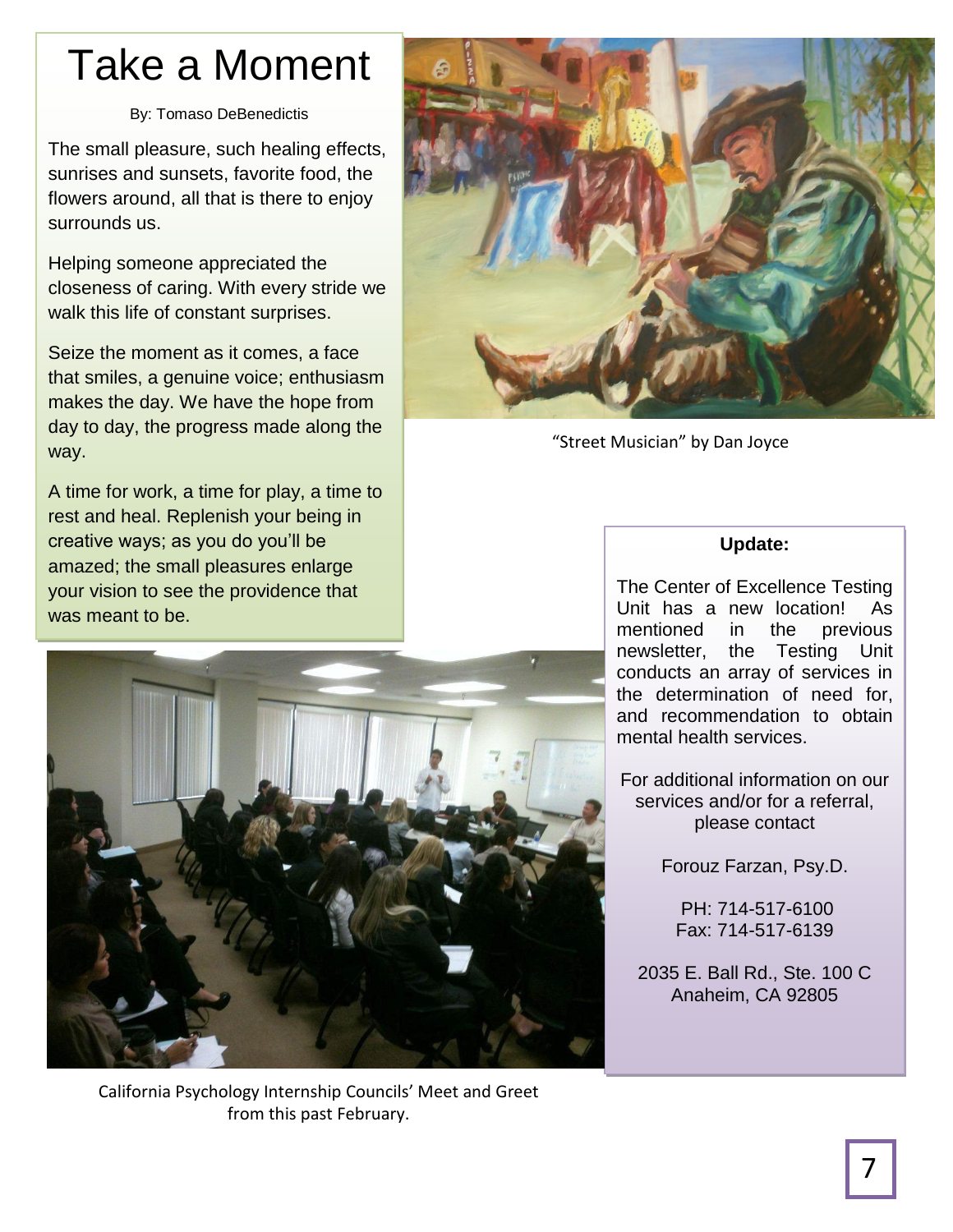# Take a Moment

By: Tomaso DeBenedictis

The small pleasure, such healing effects, sunrises and sunsets, favorite food, the flowers around, all that is there to enjoy surrounds us.

Helping someone appreciated the closeness of caring. With every stride we walk this life of constant surprises.

Seize the moment as it comes, a face that smiles, a genuine voice; enthusiasm makes the day. We have the hope from day to day, the progress made along the way.

A time for work, a time for play, a time to rest and heal. Replenish your being in creative ways; as you do you'll be amazed; the small pleasures enlarge your vision to see the providence that was meant to be.

"Street Musician" by Dan Joyce

California Psychology Internship Councils' Meet and Greet from this past February.

**Update:**

The Center of Excellence Testing Unit has a new location! As mentioned in the previous newsletter, the Testing Unit conducts an array of services in the determination of need for, and recommendation to obtain mental health services.

For additional information on our services and/or for a referral, please contact

Forouz Farzan, Psy.D.

PH: 714-517-6100
Fax: 714-517-6139

2035 E. Ball Rd., Ste. 100 C
Anaheim, CA 92805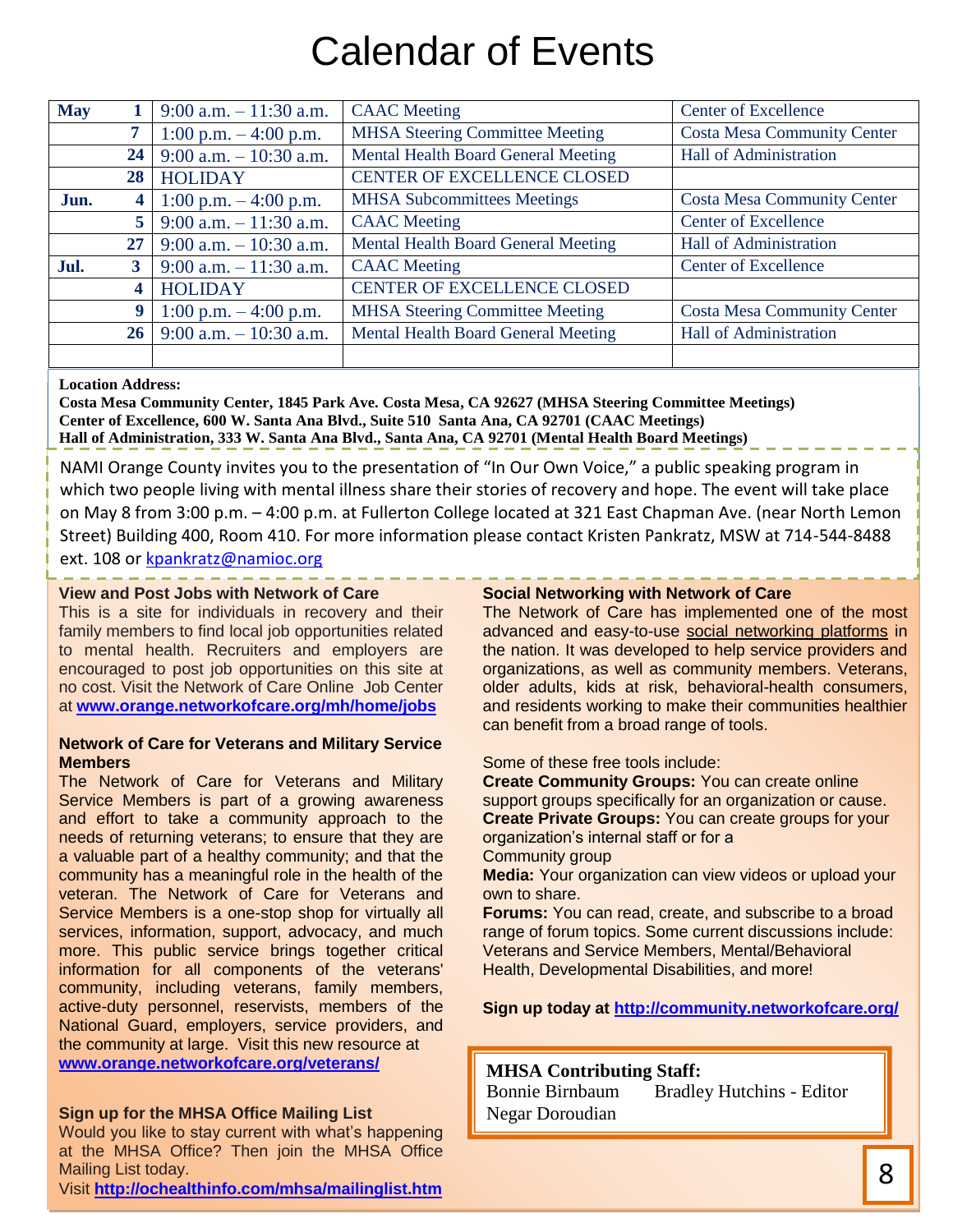# Calendar of Events

| | | | | |
|---|---|---|---|---|
| **May** | **1** | 9:00 a.m. – 11:30 a.m. | CAAC Meeting | Center of Excellence |
| | **7** | 1:00 p.m. – 4:00 p.m. | MHSA Steering Committee Meeting | Costa Mesa Community Center |
| | **24** | 9:00 a.m. – 10:30 a.m. | Mental Health Board General Meeting | Hall of Administration |
| | **28** | HOLIDAY | CENTER OF EXCELLENCE CLOSED | |
| **Jun.** | **4** | 1:00 p.m. – 4:00 p.m. | MHSA Subcommittees Meetings | Costa Mesa Community Center |
| | **5** | 9:00 a.m. – 11:30 a.m. | CAAC Meeting | Center of Excellence |
| | **27** | 9:00 a.m. – 10:30 a.m. | Mental Health Board General Meeting | Hall of Administration |
| **Jul.** | **3** | 9:00 a.m. – 11:30 a.m. | CAAC Meeting | Center of Excellence |
| | **4** | HOLIDAY | CENTER OF EXCELLENCE CLOSED | |
| | **9** | 1:00 p.m. – 4:00 p.m. | MHSA Steering Committee Meeting | Costa Mesa Community Center |
| | **26** | 9:00 a.m. – 10:30 a.m. | Mental Health Board General Meeting | Hall of Administration |

**Location Address:**
**Costa Mesa Community Center, 1845 Park Ave. Costa Mesa, CA 92627 (MHSA Steering Committee Meetings)**
**Center of Excellence, 600 W. Santa Ana Blvd., Suite 510 Santa Ana, CA 92701 (CAAC Meetings)**
**Hall of Administration, 333 W. Santa Ana Blvd., Santa Ana, CA 92701 (Mental Health Board Meetings)**

NAMI Orange County invites you to the presentation of "In Our Own Voice," a public speaking program in which two people living with mental illness share their stories of recovery and hope. The event will take place on May 8 from 3:00 p.m. – 4:00 p.m. at Fullerton College located at 321 East Chapman Ave. (near North Lemon Street) Building 400, Room 410. For more information please contact Kristen Pankratz, MSW at 714-544-8488 ext. 108 or kpankratz@namioc.org

**View and Post Jobs with Network of Care**

This is a site for individuals in recovery and their family members to find local job opportunities related to mental health. Recruiters and employers are encouraged to post job opportunities on this site at no cost. Visit the Network of Care Online Job Center at **www.orange.networkofcare.org/mh/home/jobs**

**Network of Care for Veterans and Military Service Members**

The Network of Care for Veterans and Military Service Members is part of a growing awareness and effort to take a community approach to the needs of returning veterans; to ensure that they are a valuable part of a healthy community; and that the community has a meaningful role in the health of the veteran. The Network of Care for Veterans and Service Members is a one-stop shop for virtually all services, information, support, advocacy, and much more. This public service brings together critical information for all components of the veterans' community, including veterans, family members, active-duty personnel, reservists, members of the National Guard, employers, service providers, and the community at large. Visit this new resource at **www.orange.networkofcare.org/veterans/**

**Sign up for the MHSA Office Mailing List**

Would you like to stay current with what's happening at the MHSA Office? Then join the MHSA Office Mailing List today.
Visit **http://ochealthinfo.com/mhsa/mailinglist.htm**

**Social Networking with Network of Care**

The Network of Care has implemented one of the most advanced and easy-to-use social networking platforms in the nation. It was developed to help service providers and organizations, as well as community members. Veterans, older adults, kids at risk, behavioral-health consumers, and residents working to make their communities healthier can benefit from a broad range of tools.

Some of these free tools include:
**Create Community Groups:** You can create online support groups specifically for an organization or cause.
**Create Private Groups:** You can create groups for your organization's internal staff or for a
Community group
**Media:** Your organization can view videos or upload your own to share.
**Forums:** You can read, create, and subscribe to a broad range of forum topics. Some current discussions include: Veterans and Service Members, Mental/Behavioral Health, Developmental Disabilities, and more!

**Sign up today at http://community.networkofcare.org/**

**MHSA Contributing Staff:**
Bonnie Birnbaum    Bradley Hutchins - Editor
Negar Doroudian